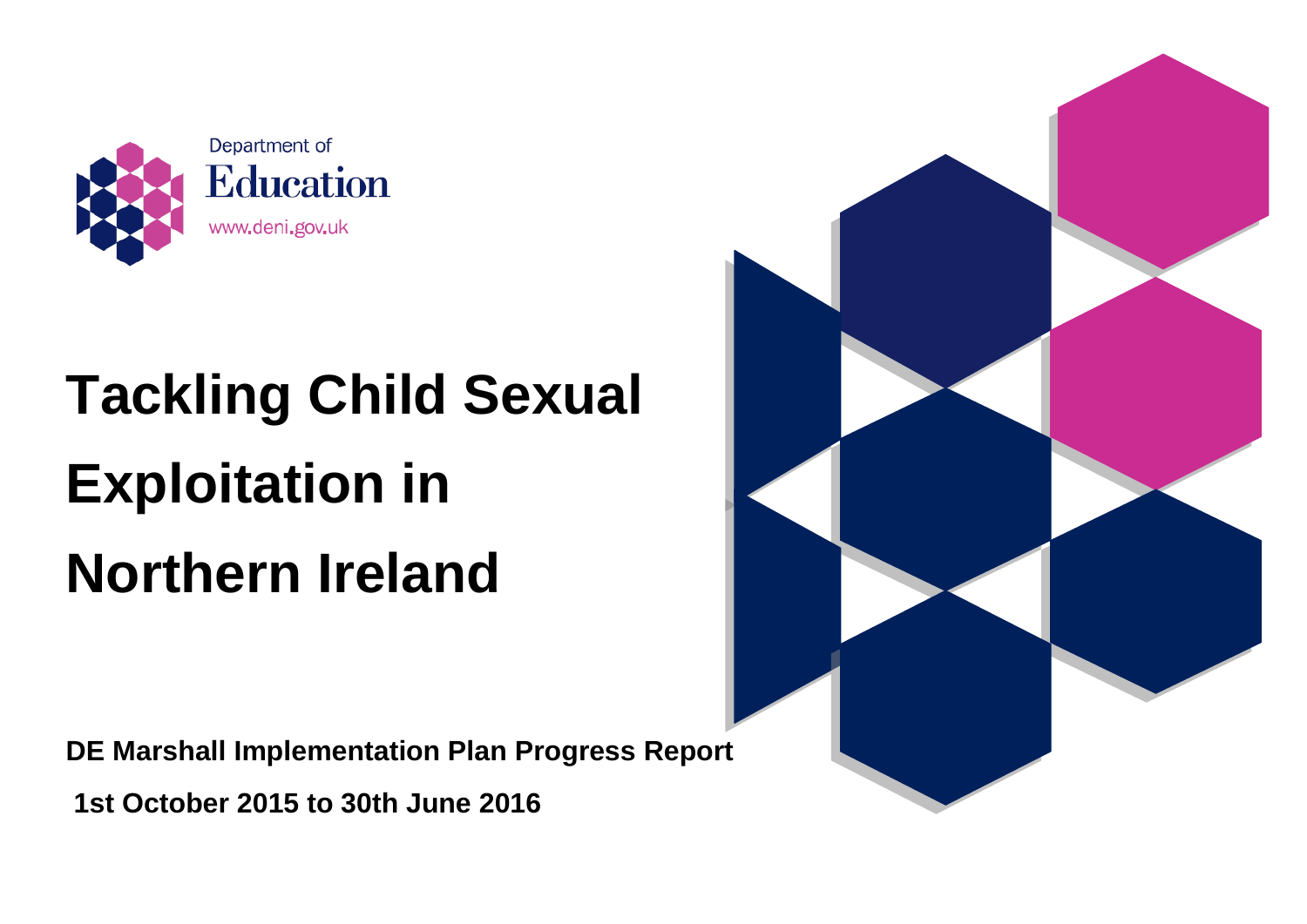Department of
Education
www.deni.gov.uk

# Tackling Child Sexual Exploitation in Northern Ireland

**DE Marshall Implementation Plan Progress Report**

**1st October 2015 to 30th June 2016**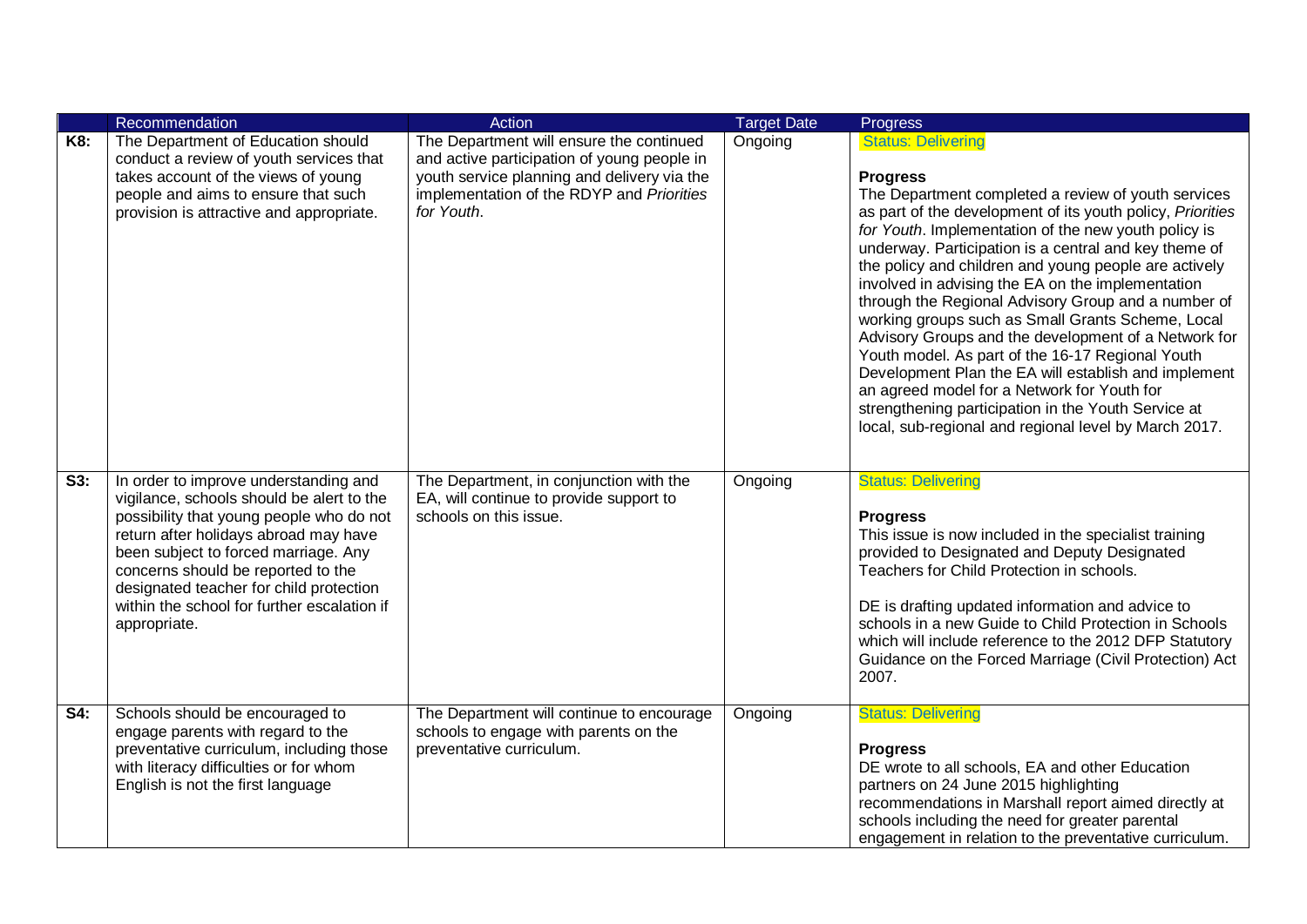| | Recommendation | Action | Target Date | Progress |
|---|---|---|---|---|
| **K8:** | The Department of Education should conduct a review of youth services that takes account of the views of young people and aims to ensure that such provision is attractive and appropriate. | The Department will ensure the continued and active participation of young people in youth service planning and delivery via the implementation of the RDYP and *Priorities for Youth*. | Ongoing | Status: Delivering<br><br>**Progress**<br>The Department completed a review of youth services as part of the development of its youth policy, *Priorities for Youth*. Implementation of the new youth policy is underway. Participation is a central and key theme of the policy and children and young people are actively involved in advising the EA on the implementation through the Regional Advisory Group and a number of working groups such as Small Grants Scheme, Local Advisory Groups and the development of a Network for Youth model. As part of the 16-17 Regional Youth Development Plan the EA will establish and implement an agreed model for a Network for Youth for strengthening participation in the Youth Service at local, sub-regional and regional level by March 2017. |
| **S3:** | In order to improve understanding and vigilance, schools should be alert to the possibility that young people who do not return after holidays abroad may have been subject to forced marriage. Any concerns should be reported to the designated teacher for child protection within the school for further escalation if appropriate. | The Department, in conjunction with the EA, will continue to provide support to schools on this issue. | Ongoing | Status: Delivering<br><br>**Progress**<br>This issue is now included in the specialist training provided to Designated and Deputy Designated Teachers for Child Protection in schools.<br><br>DE is drafting updated information and advice to schools in a new Guide to Child Protection in Schools which will include reference to the 2012 DFP Statutory Guidance on the Forced Marriage (Civil Protection) Act 2007. |
| **S4:** | Schools should be encouraged to engage parents with regard to the preventative curriculum, including those with literacy difficulties or for whom English is not the first language | The Department will continue to encourage schools to engage with parents on the preventative curriculum. | Ongoing | Status: Delivering<br><br>**Progress**<br>DE wrote to all schools, EA and other Education partners on 24 June 2015 highlighting recommendations in Marshall report aimed directly at schools including the need for greater parental engagement in relation to the preventative curriculum. |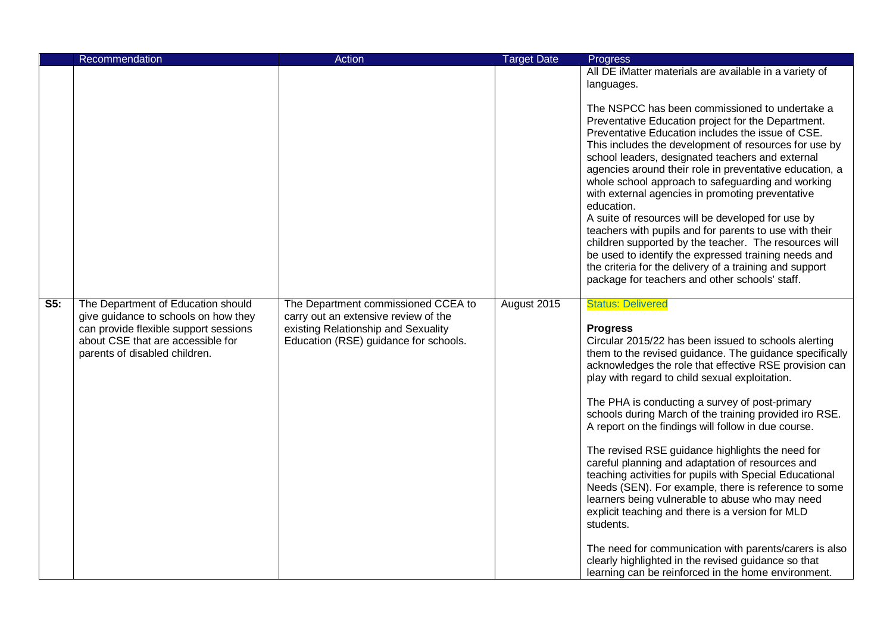| | Recommendation | Action | Target Date | Progress |
|---|---|---|---|---|
| | | | | All DE iMatter materials are available in a variety of languages.<br><br>The NSPCC has been commissioned to undertake a Preventative Education project for the Department. Preventative Education includes the issue of CSE. This includes the development of resources for use by school leaders, designated teachers and external agencies around their role in preventative education, a whole school approach to safeguarding and working with external agencies in promoting preventative education.<br>A suite of resources will be developed for use by teachers with pupils and for parents to use with their children supported by the teacher. The resources will be used to identify the expressed training needs and the criteria for the delivery of a training and support package for teachers and other schools' staff. |
| **S5:** | The Department of Education should give guidance to schools on how they can provide flexible support sessions about CSE that are accessible for parents of disabled children. | The Department commissioned CCEA to carry out an extensive review of the existing Relationship and Sexuality Education (RSE) guidance for schools. | August 2015 | Status: Delivered<br><br>**Progress**<br>Circular 2015/22 has been issued to schools alerting them to the revised guidance. The guidance specifically acknowledges the role that effective RSE provision can play with regard to child sexual exploitation.<br><br>The PHA is conducting a survey of post-primary schools during March of the training provided iro RSE. A report on the findings will follow in due course.<br><br>The revised RSE guidance highlights the need for careful planning and adaptation of resources and teaching activities for pupils with Special Educational Needs (SEN). For example, there is reference to some learners being vulnerable to abuse who may need explicit teaching and there is a version for MLD students.<br><br>The need for communication with parents/carers is also clearly highlighted in the revised guidance so that learning can be reinforced in the home environment. |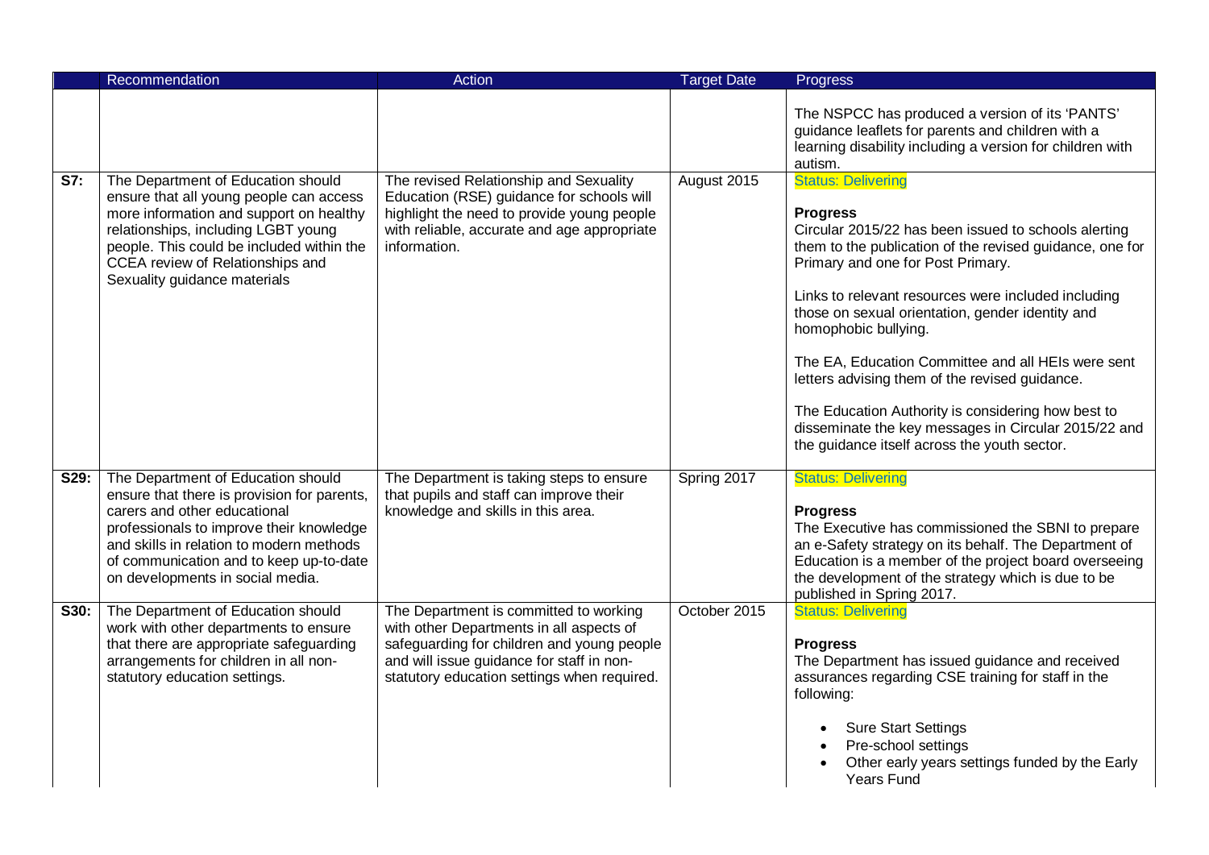| | Recommendation | Action | Target Date | Progress |
|---|---|---|---|---|
| | | | | The NSPCC has produced a version of its 'PANTS' guidance leaflets for parents and children with a learning disability including a version for children with autism. |
| **S7:** | The Department of Education should ensure that all young people can access more information and support on healthy relationships, including LGBT young people. This could be included within the CCEA review of Relationships and Sexuality guidance materials | The revised Relationship and Sexuality Education (RSE) guidance for schools will highlight the need to provide young people with reliable, accurate and age appropriate information. | August 2015 | Status: Delivering<br><br>**Progress**<br>Circular 2015/22 has been issued to schools alerting them to the publication of the revised guidance, one for Primary and one for Post Primary.<br><br>Links to relevant resources were included including those on sexual orientation, gender identity and homophobic bullying.<br><br>The EA, Education Committee and all HEIs were sent letters advising them of the revised guidance.<br><br>The Education Authority is considering how best to disseminate the key messages in Circular 2015/22 and the guidance itself across the youth sector. |
| **S29:** | The Department of Education should ensure that there is provision for parents, carers and other educational professionals to improve their knowledge and skills in relation to modern methods of communication and to keep up-to-date on developments in social media. | The Department is taking steps to ensure that pupils and staff can improve their knowledge and skills in this area. | Spring 2017 | Status: Delivering<br><br>**Progress**<br>The Executive has commissioned the SBNI to prepare an e-Safety strategy on its behalf. The Department of Education is a member of the project board overseeing the development of the strategy which is due to be published in Spring 2017. |
| **S30:** | The Department of Education should work with other departments to ensure that there are appropriate safeguarding arrangements for children in all non-statutory education settings. | The Department is committed to working with other Departments in all aspects of safeguarding for children and young people and will issue guidance for staff in non-statutory education settings when required. | October 2015 | Status: Delivering<br><br>**Progress**<br>The Department has issued guidance and received assurances regarding CSE training for staff in the following:<br><br>• Sure Start Settings<br>• Pre-school settings<br>• Other early years settings funded by the Early Years Fund |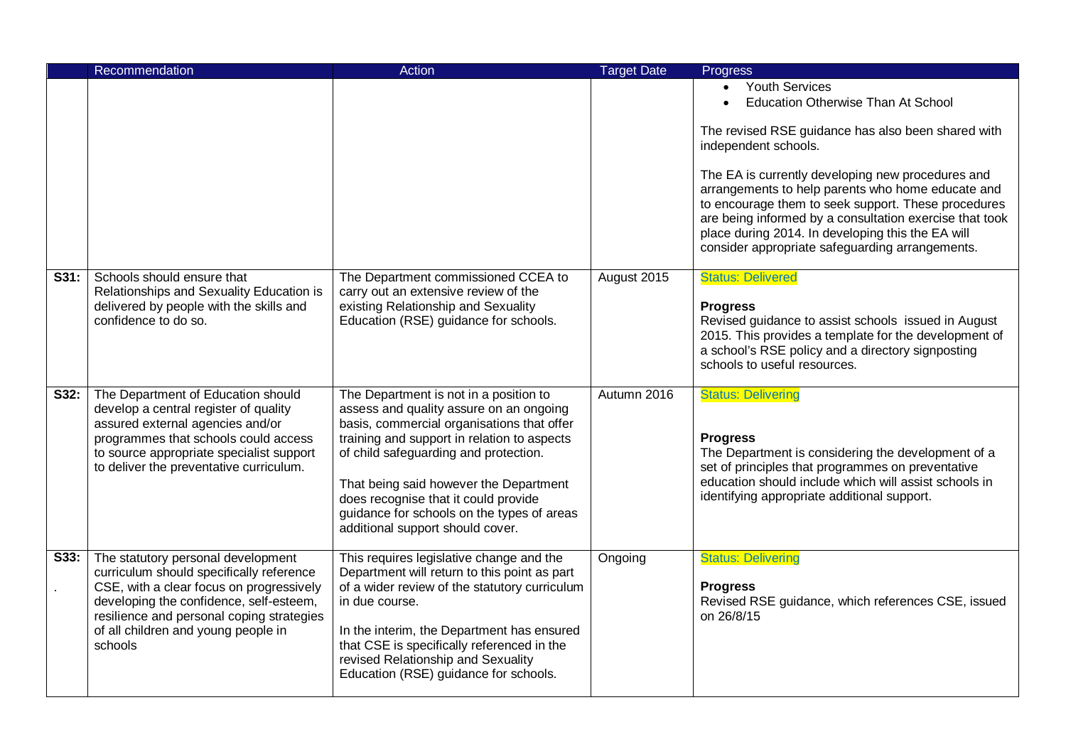| | Recommendation | Action | Target Date | Progress |
|---|---|---|---|---|
| | | | | • Youth Services<br>• Education Otherwise Than At School<br><br>The revised RSE guidance has also been shared with independent schools.<br><br>The EA is currently developing new procedures and arrangements to help parents who home educate and to encourage them to seek support. These procedures are being informed by a consultation exercise that took place during 2014. In developing this the EA will consider appropriate safeguarding arrangements. |
| **S31:** | Schools should ensure that Relationships and Sexuality Education is delivered by people with the skills and confidence to do so. | The Department commissioned CCEA to carry out an extensive review of the existing Relationship and Sexuality Education (RSE) guidance for schools. | August 2015 | Status: Delivered<br><br>**Progress**<br>Revised guidance to assist schools issued in August 2015. This provides a template for the development of a school's RSE policy and a directory signposting schools to useful resources. |
| **S32:** | The Department of Education should develop a central register of quality assured external agencies and/or programmes that schools could access to source appropriate specialist support to deliver the preventative curriculum. | The Department is not in a position to assess and quality assure on an ongoing basis, commercial organisations that offer training and support in relation to aspects of child safeguarding and protection.<br><br>That being said however the Department does recognise that it could provide guidance for schools on the types of areas additional support should cover. | Autumn 2016 | Status: Delivering<br><br>**Progress**<br>The Department is considering the development of a set of principles that programmes on preventative education should include which will assist schools in identifying appropriate additional support. |
| **S33:**<br>. | The statutory personal development curriculum should specifically reference CSE, with a clear focus on progressively developing the confidence, self-esteem, resilience and personal coping strategies of all children and young people in schools | This requires legislative change and the Department will return to this point as part of a wider review of the statutory curriculum in due course.<br><br>In the interim, the Department has ensured that CSE is specifically referenced in the revised Relationship and Sexuality Education (RSE) guidance for schools. | Ongoing | Status: Delivering<br><br>**Progress**<br>Revised RSE guidance, which references CSE, issued on 26/8/15 |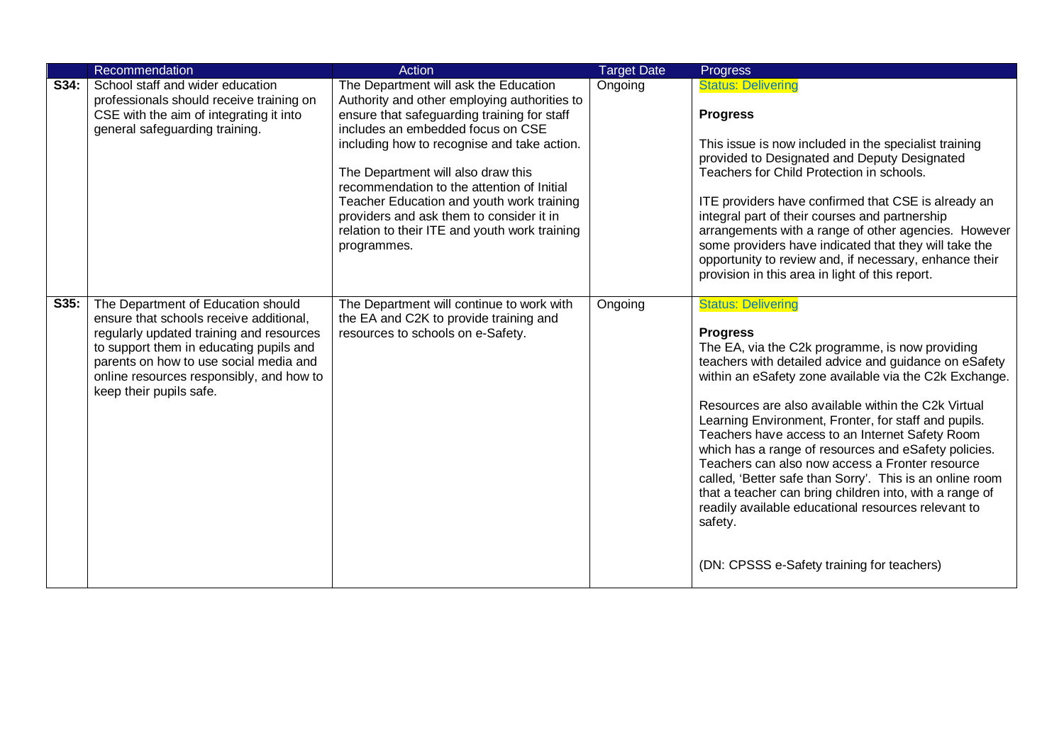| | Recommendation | Action | Target Date | Progress |
|---|---|---|---|---|
| **S34:** | School staff and wider education professionals should receive training on CSE with the aim of integrating it into general safeguarding training. | The Department will ask the Education Authority and other employing authorities to ensure that safeguarding training for staff includes an embedded focus on CSE including how to recognise and take action.<br><br>The Department will also draw this recommendation to the attention of Initial Teacher Education and youth work training providers and ask them to consider it in relation to their ITE and youth work training programmes. | Ongoing | Status: Delivering<br><br>**Progress**<br><br>This issue is now included in the specialist training provided to Designated and Deputy Designated Teachers for Child Protection in schools.<br><br>ITE providers have confirmed that CSE is already an integral part of their courses and partnership arrangements with a range of other agencies. However some providers have indicated that they will take the opportunity to review and, if necessary, enhance their provision in this area in light of this report. |
| **S35:** | The Department of Education should ensure that schools receive additional, regularly updated training and resources to support them in educating pupils and parents on how to use social media and online resources responsibly, and how to keep their pupils safe. | The Department will continue to work with the EA and C2K to provide training and resources to schools on e-Safety. | Ongoing | Status: Delivering<br><br>**Progress**<br>The EA, via the C2k programme, is now providing teachers with detailed advice and guidance on eSafety within an eSafety zone available via the C2k Exchange.<br><br>Resources are also available within the C2k Virtual Learning Environment, Fronter, for staff and pupils. Teachers have access to an Internet Safety Room which has a range of resources and eSafety policies. Teachers can also now access a Fronter resource called, 'Better safe than Sorry'. This is an online room that a teacher can bring children into, with a range of readily available educational resources relevant to safety.<br><br>(DN: CPSSS e-Safety training for teachers) |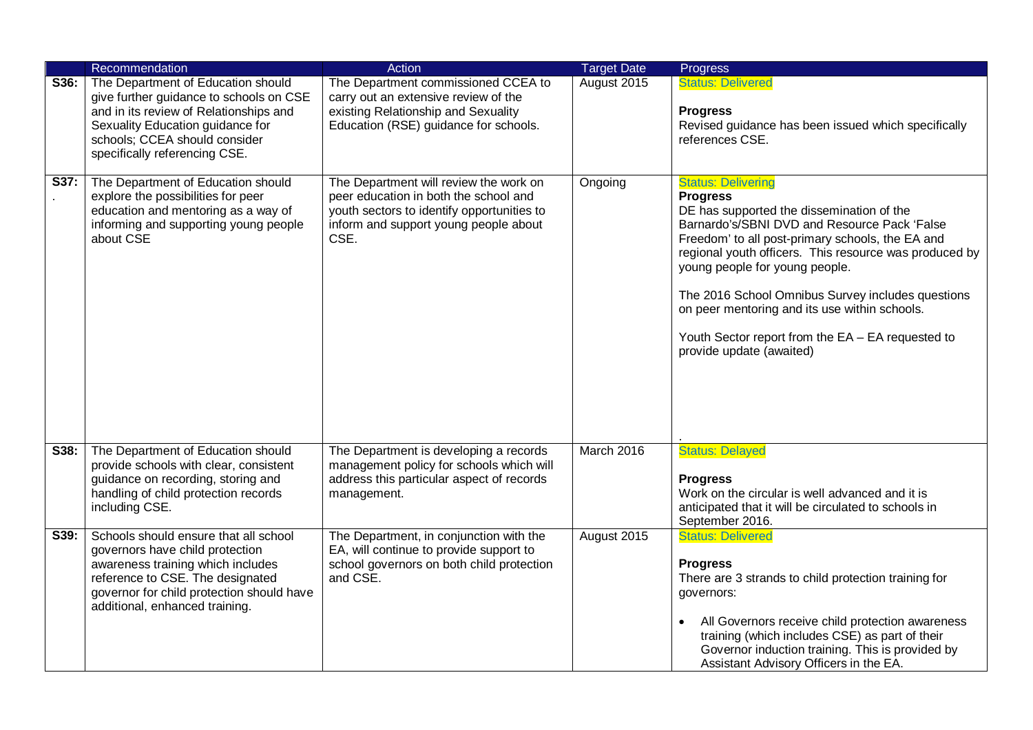| | Recommendation | Action | Target Date | Progress |
|---|---|---|---|---|
| **S36:** | The Department of Education should give further guidance to schools on CSE and in its review of Relationships and Sexuality Education guidance for schools; CCEA should consider specifically referencing CSE. | The Department commissioned CCEA to carry out an extensive review of the existing Relationship and Sexuality Education (RSE) guidance for schools. | August 2015 | Status: Delivered<br><br>**Progress**<br>Revised guidance has been issued which specifically references CSE. |
| **S37:** . | The Department of Education should explore the possibilities for peer education and mentoring as a way of informing and supporting young people about CSE | The Department will review the work on peer education in both the school and youth sectors to identify opportunities to inform and support young people about CSE. | Ongoing | Status: Delivering<br>**Progress**<br>DE has supported the dissemination of the Barnardo's/SBNI DVD and Resource Pack 'False Freedom' to all post-primary schools, the EA and regional youth officers. This resource was produced by young people for young people.<br><br>The 2016 School Omnibus Survey includes questions on peer mentoring and its use within schools.<br><br>Youth Sector report from the EA – EA requested to provide update (awaited)<br><br>. |
| **S38:** | The Department of Education should provide schools with clear, consistent guidance on recording, storing and handling of child protection records including CSE. | The Department is developing a records management policy for schools which will address this particular aspect of records management. | March 2016 | Status: Delayed<br><br>**Progress**<br>Work on the circular is well advanced and it is anticipated that it will be circulated to schools in September 2016. |
| **S39:** | Schools should ensure that all school governors have child protection awareness training which includes reference to CSE. The designated governor for child protection should have additional, enhanced training. | The Department, in conjunction with the EA, will continue to provide support to school governors on both child protection and CSE. | August 2015 | Status: Delivered<br><br>**Progress**<br>There are 3 strands to child protection training for governors:<br><br>• All Governors receive child protection awareness training (which includes CSE) as part of their Governor induction training. This is provided by Assistant Advisory Officers in the EA. |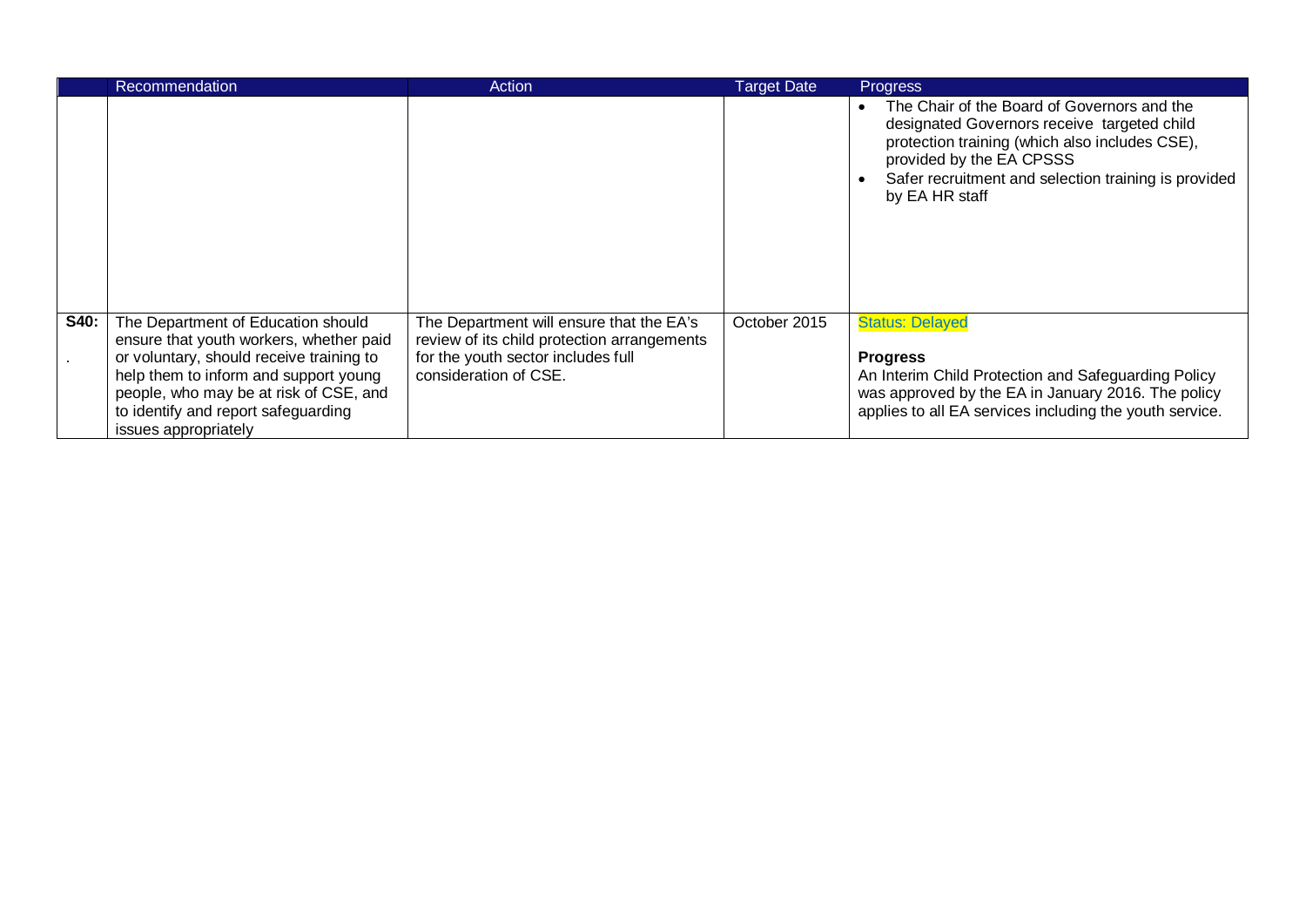| | Recommendation | Action | Target Date | Progress |
|---|---|---|---|---|
| | | | | • The Chair of the Board of Governors and the designated Governors receive targeted child protection training (which also includes CSE), provided by the EA CPSSS<br>• Safer recruitment and selection training is provided by EA HR staff |
| **S40:**<br>. | The Department of Education should ensure that youth workers, whether paid or voluntary, should receive training to help them to inform and support young people, who may be at risk of CSE, and to identify and report safeguarding issues appropriately | The Department will ensure that the EA's review of its child protection arrangements for the youth sector includes full consideration of CSE. | October 2015 | Status: Delayed<br><br>**Progress**<br>An Interim Child Protection and Safeguarding Policy was approved by the EA in January 2016. The policy applies to all EA services including the youth service. |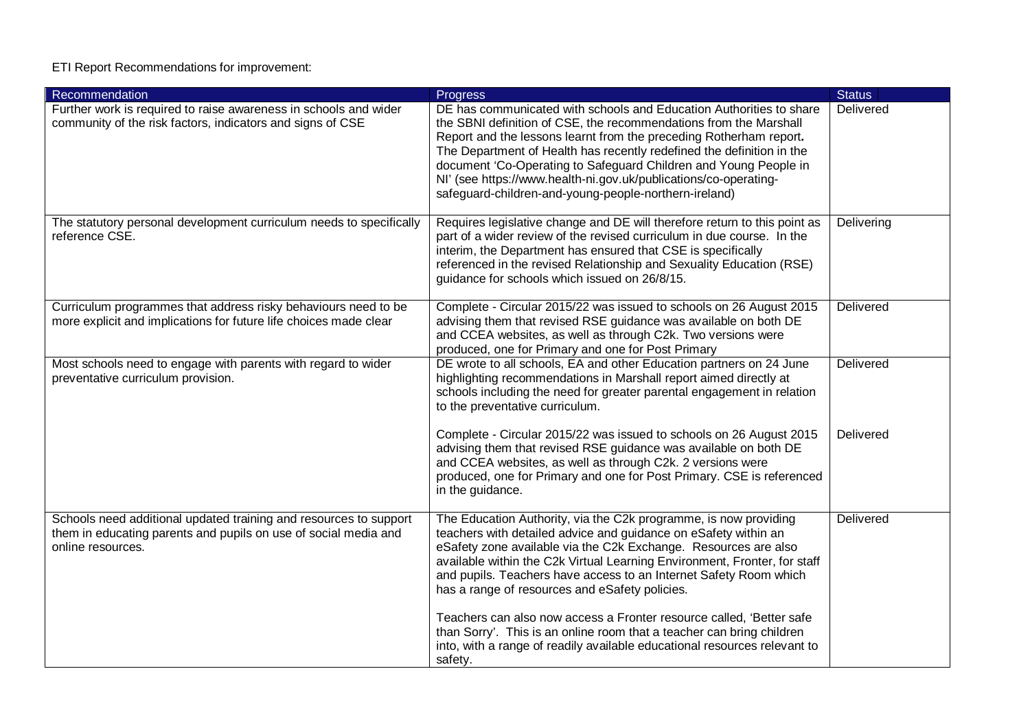ETI Report Recommendations for improvement:

| Recommendation | Progress | Status |
|---|---|---|
| Further work is required to raise awareness in schools and wider community of the risk factors, indicators and signs of CSE | DE has communicated with schools and Education Authorities to share the SBNI definition of CSE, the recommendations from the Marshall Report and the lessons learnt from the preceding Rotherham report. The Department of Health has recently redefined the definition in the document 'Co-Operating to Safeguard Children and Young People in NI' (see https://www.health-ni.gov.uk/publications/co-operating-safeguard-children-and-young-people-northern-ireland) | Delivered |
| The statutory personal development curriculum needs to specifically reference CSE. | Requires legislative change and DE will therefore return to this point as part of a wider review of the revised curriculum in due course. In the interim, the Department has ensured that CSE is specifically referenced in the revised Relationship and Sexuality Education (RSE) guidance for schools which issued on 26/8/15. | Delivering |
| Curriculum programmes that address risky behaviours need to be more explicit and implications for future life choices made clear | Complete - Circular 2015/22 was issued to schools on 26 August 2015 advising them that revised RSE guidance was available on both DE and CCEA websites, as well as through C2k. Two versions were produced, one for Primary and one for Post Primary | Delivered |
| Most schools need to engage with parents with regard to wider preventative curriculum provision. | DE wrote to all schools, EA and other Education partners on 24 June highlighting recommendations in Marshall report aimed directly at schools including the need for greater parental engagement in relation to the preventative curriculum. | Delivered |
| | Complete - Circular 2015/22 was issued to schools on 26 August 2015 advising them that revised RSE guidance was available on both DE and CCEA websites, as well as through C2k. 2 versions were produced, one for Primary and one for Post Primary. CSE is referenced in the guidance. | Delivered |
| Schools need additional updated training and resources to support them in educating parents and pupils on use of social media and online resources. | The Education Authority, via the C2k programme, is now providing teachers with detailed advice and guidance on eSafety within an eSafety zone available via the C2k Exchange. Resources are also available within the C2k Virtual Learning Environment, Fronter, for staff and pupils. Teachers have access to an Internet Safety Room which has a range of resources and eSafety policies.<br><br>Teachers can also now access a Fronter resource called, 'Better safe than Sorry'. This is an online room that a teacher can bring children into, with a range of readily available educational resources relevant to safety. | Delivered |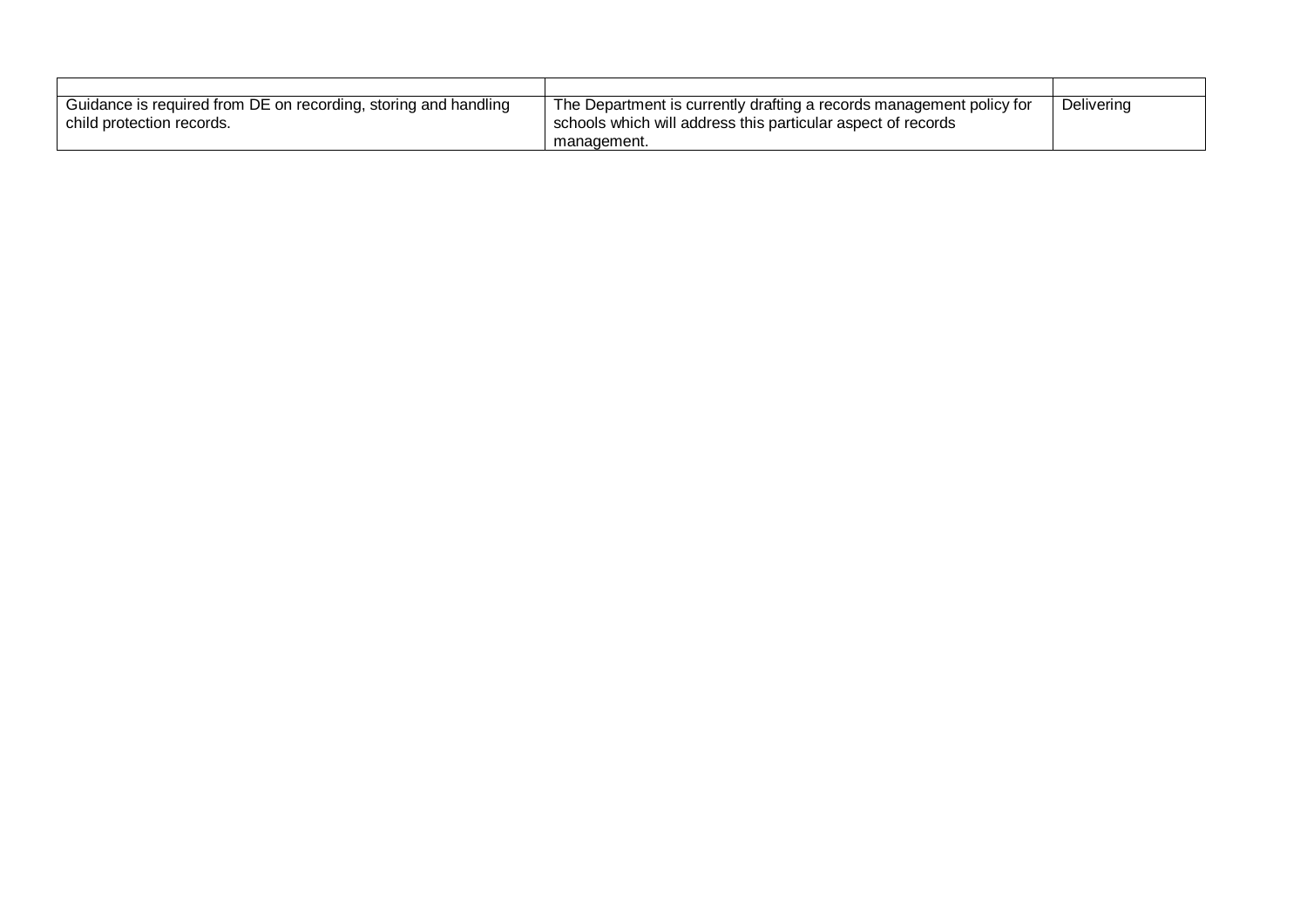| | | |
|---|---|---|
| Guidance is required from DE on recording, storing and handling child protection records. | The Department is currently drafting a records management policy for schools which will address this particular aspect of records management. | Delivering |